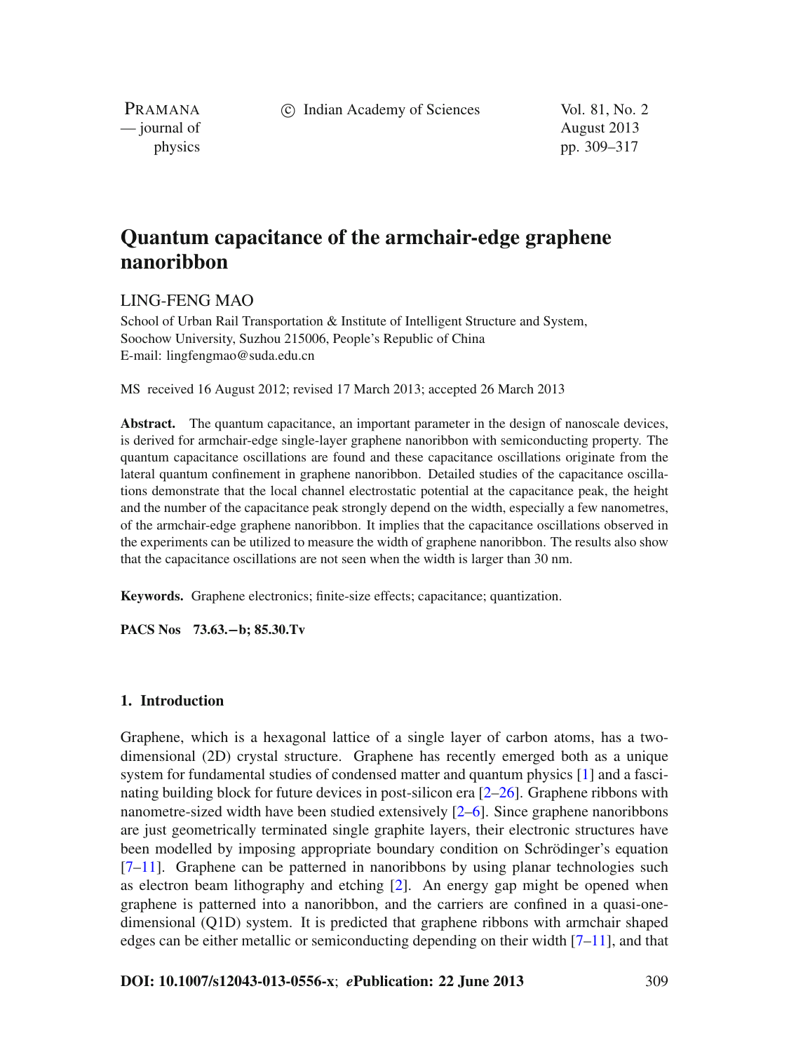# Quantum capacitance of the armchair-edge graphene nanoribbon

LING-FENG MAO

School of Urban Rail Transportation & Institute of Intelligent Structure and System, Soochow University, Suzhou 215006, People's Republic of China
E-mail: lingfengmao@suda.edu.cn

MS received 16 August 2012; revised 17 March 2013; accepted 26 March 2013

**Abstract.** The quantum capacitance, an important parameter in the design of nanoscale devices, is derived for armchair-edge single-layer graphene nanoribbon with semiconducting property. The quantum capacitance oscillations are found and these capacitance oscillations originate from the lateral quantum confinement in graphene nanoribbon. Detailed studies of the capacitance oscillations demonstrate that the local channel electrostatic potential at the capacitance peak, the height and the number of the capacitance peak strongly depend on the width, especially a few nanometres, of the armchair-edge graphene nanoribbon. It implies that the capacitance oscillations observed in the experiments can be utilized to measure the width of graphene nanoribbon. The results also show that the capacitance oscillations are not seen when the width is larger than 30 nm.

**Keywords.** Graphene electronics; finite-size effects; capacitance; quantization.

**PACS Nos 73.63.−b; 85.30.Tv**

## 1. Introduction

Graphene, which is a hexagonal lattice of a single layer of carbon atoms, has a two-dimensional (2D) crystal structure. Graphene has recently emerged both as a unique system for fundamental studies of condensed matter and quantum physics [1] and a fascinating building block for future devices in post-silicon era [2–26]. Graphene ribbons with nanometre-sized width have been studied extensively [2–6]. Since graphene nanoribbons are just geometrically terminated single graphite layers, their electronic structures have been modelled by imposing appropriate boundary condition on Schrödinger's equation [7–11]. Graphene can be patterned in nanoribbons by using planar technologies such as electron beam lithography and etching [2]. An energy gap might be opened when graphene is patterned into a nanoribbon, and the carriers are confined in a quasi-one-dimensional (Q1D) system. It is predicted that graphene ribbons with armchair shaped edges can be either metallic or semiconducting depending on their width [7–11], and that

**DOI: 10.1007/s12043-013-0556-x**; ***e*Publication: 22 June 2013**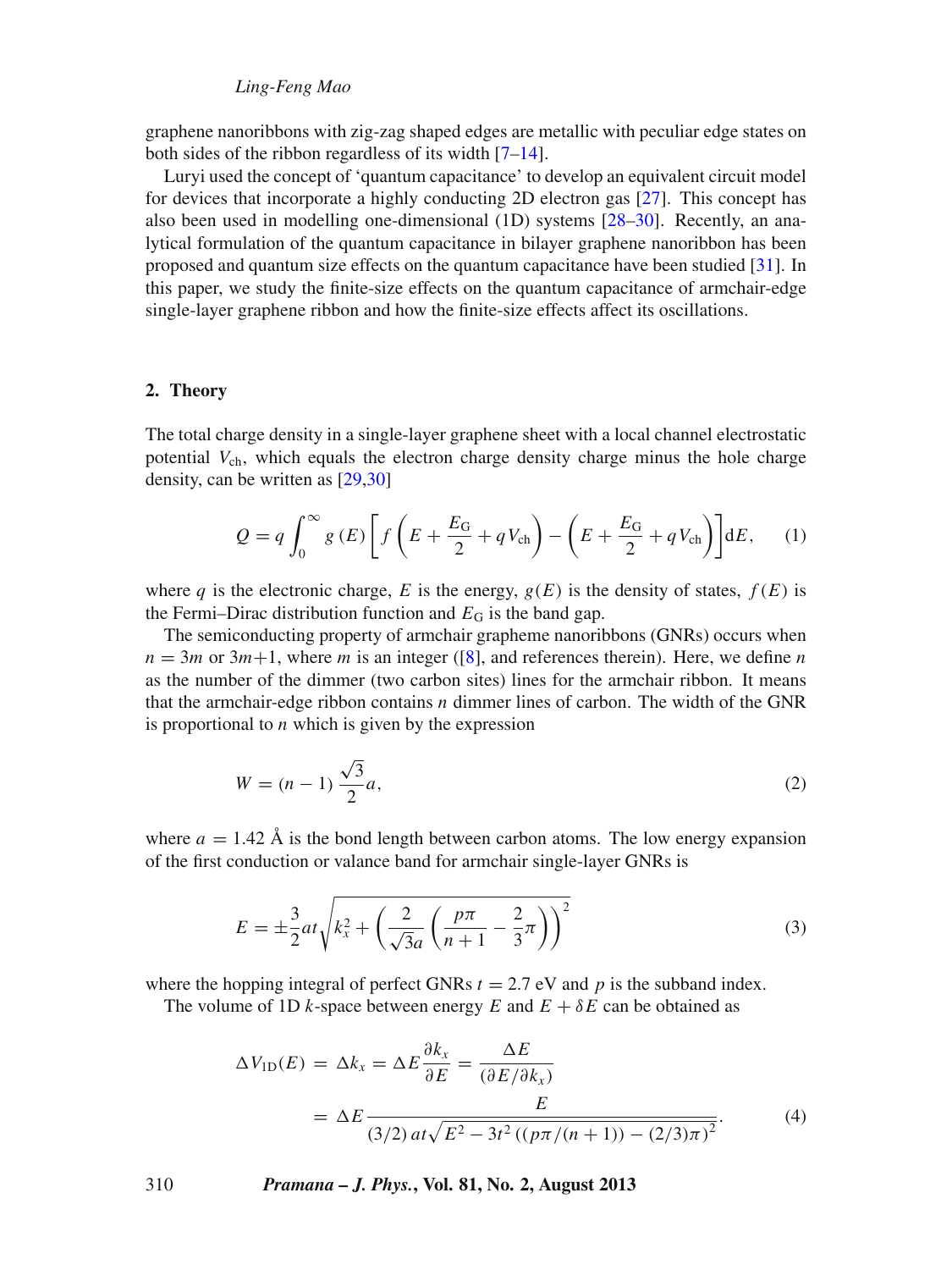graphene nanoribbons with zig-zag shaped edges are metallic with peculiar edge states on both sides of the ribbon regardless of its width [7–14].

Luryi used the concept of 'quantum capacitance' to develop an equivalent circuit model for devices that incorporate a highly conducting 2D electron gas [27]. This concept has also been used in modelling one-dimensional (1D) systems [28–30]. Recently, an analytical formulation of the quantum capacitance in bilayer graphene nanoribbon has been proposed and quantum size effects on the quantum capacitance have been studied [31]. In this paper, we study the finite-size effects on the quantum capacitance of armchair-edge single-layer graphene ribbon and how the finite-size effects affect its oscillations.

## 2. Theory

The total charge density in a single-layer graphene sheet with a local channel electrostatic potential $V_{\mathrm{ch}}$, which equals the electron charge density charge minus the hole charge density, can be written as [29,30]

$$Q = q\int_0^{\infty} g(E)\left[f\left(E+\frac{E_{\mathrm{G}}}{2}+qV_{\mathrm{ch}}\right)-\left(E+\frac{E_{\mathrm{G}}}{2}+qV_{\mathrm{ch}}\right)\right]\mathrm{d}E, \qquad (1)$$

where $q$ is the electronic charge, $E$ is the energy, $g(E)$ is the density of states, $f(E)$ is the Fermi–Dirac distribution function and $E_{\mathrm{G}}$ is the band gap.

The semiconducting property of armchair grapheme nanoribbons (GNRs) occurs when $n = 3m$ or $3m+1$, where $m$ is an integer ([8], and references therein). Here, we define $n$ as the number of the dimmer (two carbon sites) lines for the armchair ribbon. It means that the armchair-edge ribbon contains $n$ dimmer lines of carbon. The width of the GNR is proportional to $n$ which is given by the expression

$$W = (n-1)\frac{\sqrt{3}}{2}a, \qquad (2)$$

where $a = 1.42$ Å is the bond length between carbon atoms. The low energy expansion of the first conduction or valance band for armchair single-layer GNRs is

$$E = \pm\frac{3}{2}at\sqrt{k_x^2+\left(\frac{2}{\sqrt{3}a}\left(\frac{p\pi}{n+1}-\frac{2}{3}\pi\right)\right)^2} \qquad (3)$$

where the hopping integral of perfect GNRs $t = 2.7$ eV and $p$ is the subband index.

The volume of 1D $k$-space between energy $E$ and $E+\delta E$ can be obtained as

$$\begin{aligned}\Delta V_{\mathrm{1D}}(E) &= \Delta k_x = \Delta E\frac{\partial k_x}{\partial E} = \frac{\Delta E}{(\partial E/\partial k_x)} \\ &= \Delta E\frac{E}{(3/2)\,at\sqrt{E^2-3t^2\left((p\pi/(n+1))-(2/3)\pi\right)^2}}.\end{aligned} \qquad (4)$$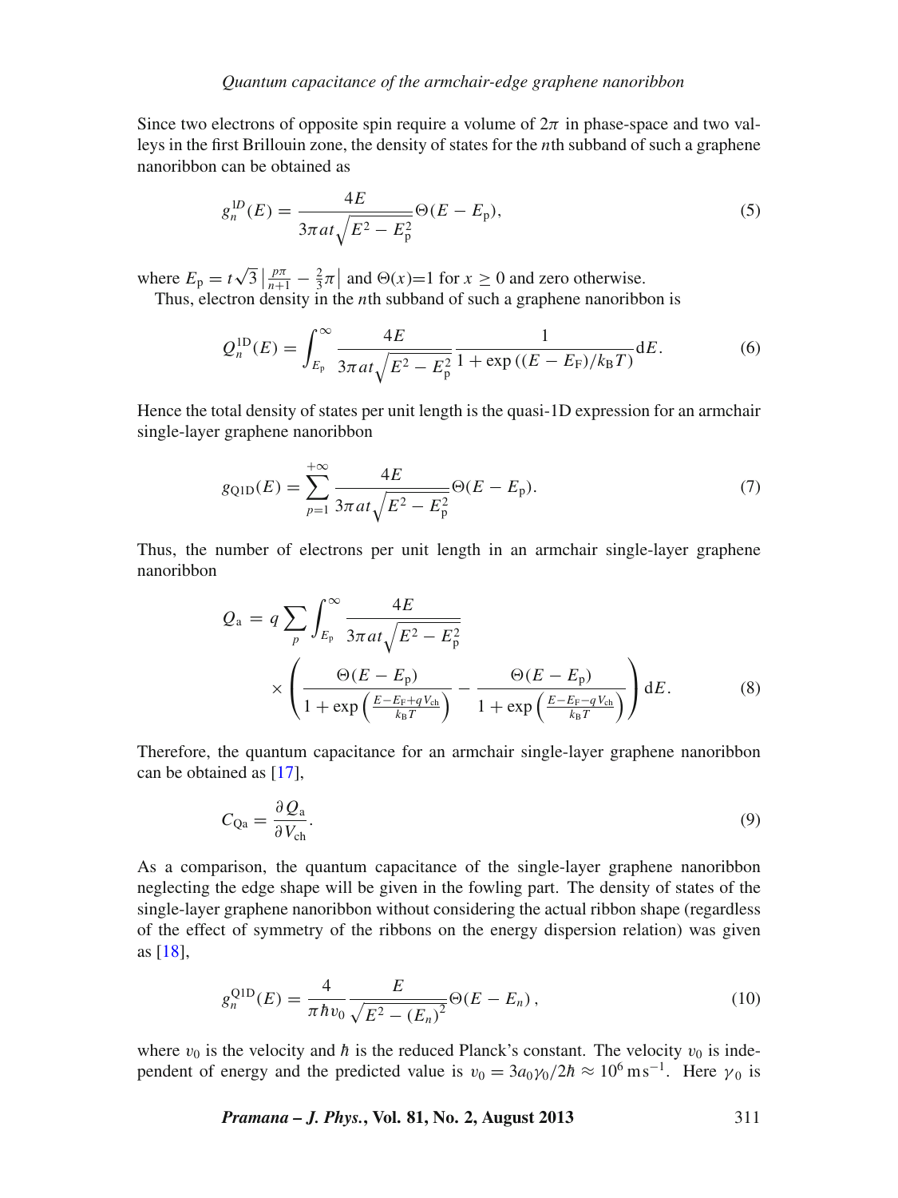Since two electrons of opposite spin require a volume of $2\pi$ in phase-space and two valleys in the first Brillouin zone, the density of states for the $n$th subband of such a graphene nanoribbon can be obtained as

$$g_n^{1D}(E) = \frac{4E}{3\pi at\sqrt{E^2 - E_p^2}}\Theta(E - E_p), \tag{5}$$

where $E_p = t\sqrt{3}\left|\frac{p\pi}{n+1} - \frac{2}{3}\pi\right|$ and $\Theta(x)$=1 for $x \geq 0$ and zero otherwise.

Thus, electron density in the $n$th subband of such a graphene nanoribbon is

$$Q_n^{1D}(E) = \int_{E_p}^{\infty} \frac{4E}{3\pi at\sqrt{E^2 - E_p^2}} \frac{1}{1 + \exp\left((E - E_F)/k_B T\right)} dE. \tag{6}$$

Hence the total density of states per unit length is the quasi-1D expression for an armchair single-layer graphene nanoribbon

$$g_{Q1D}(E) = \sum_{p=1}^{+\infty} \frac{4E}{3\pi at\sqrt{E^2 - E_p^2}}\Theta(E - E_p). \tag{7}$$

Thus, the number of electrons per unit length in an armchair single-layer graphene nanoribbon

$$Q_a = q\sum_p \int_{E_p}^{\infty} \frac{4E}{3\pi at\sqrt{E^2 - E_p^2}} \times \left(\frac{\Theta(E - E_p)}{1 + \exp\left(\frac{E - E_F + qV_{ch}}{k_B T}\right)} - \frac{\Theta(E - E_p)}{1 + \exp\left(\frac{E - E_F - qV_{ch}}{k_B T}\right)}\right) dE. \tag{8}$$

Therefore, the quantum capacitance for an armchair single-layer graphene nanoribbon can be obtained as [17],

$$C_{Qa} = \frac{\partial Q_a}{\partial V_{ch}}. \tag{9}$$

As a comparison, the quantum capacitance of the single-layer graphene nanoribbon neglecting the edge shape will be given in the fowling part. The density of states of the single-layer graphene nanoribbon without considering the actual ribbon shape (regardless of the effect of symmetry of the ribbons on the energy dispersion relation) was given as [18],

$$g_n^{Q1D}(E) = \frac{4}{\pi\hbar v_0} \frac{E}{\sqrt{E^2 - (E_n)^2}}\Theta(E - E_n), \tag{10}$$

where $v_0$ is the velocity and $\hbar$ is the reduced Planck's constant. The velocity $v_0$ is independent of energy and the predicted value is $v_0 = 3a_0\gamma_0/2\hbar \approx 10^6$ m s$^{-1}$. Here $\gamma_0$ is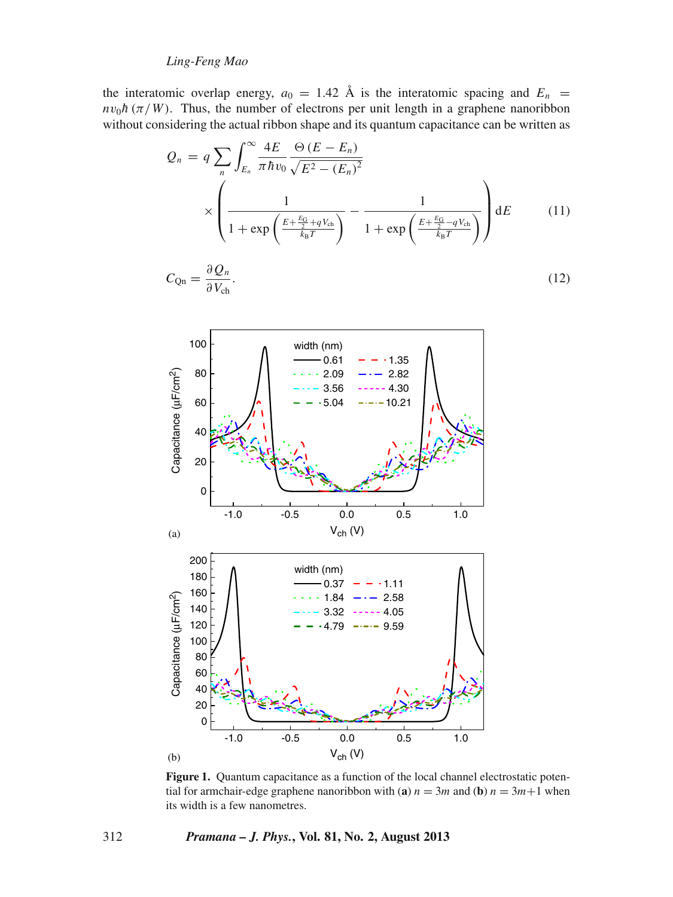the interatomic overlap energy, $a_0 = 1.42$ Å is the interatomic spacing and $E_n = n v_0 \hbar (\pi / W)$. Thus, the number of electrons per unit length in a graphene nanoribbon without considering the actual ribbon shape and its quantum capacitance can be written as

$$Q_n = q \sum_n \int_{E_n}^{\infty} \frac{4E}{\pi \hbar v_0} \frac{\Theta(E - E_n)}{\sqrt{E^2 - (E_n)^2}} \times \left( \frac{1}{1 + \exp\left(\frac{E + \frac{E_G}{2} + qV_{ch}}{k_B T}\right)} - \frac{1}{1 + \exp\left(\frac{E + \frac{E_G}{2} - qV_{ch}}{k_B T}\right)} \right) \mathrm{d}E \tag{11}$$

$$C_{Qn} = \frac{\partial Q_n}{\partial V_{ch}}. \tag{12}$$

**Figure 1.** Quantum capacitance as a function of the local channel electrostatic potential for armchair-edge graphene nanoribbon with (**a**) $n = 3m$ and (**b**) $n = 3m+1$ when its width is a few nanometres.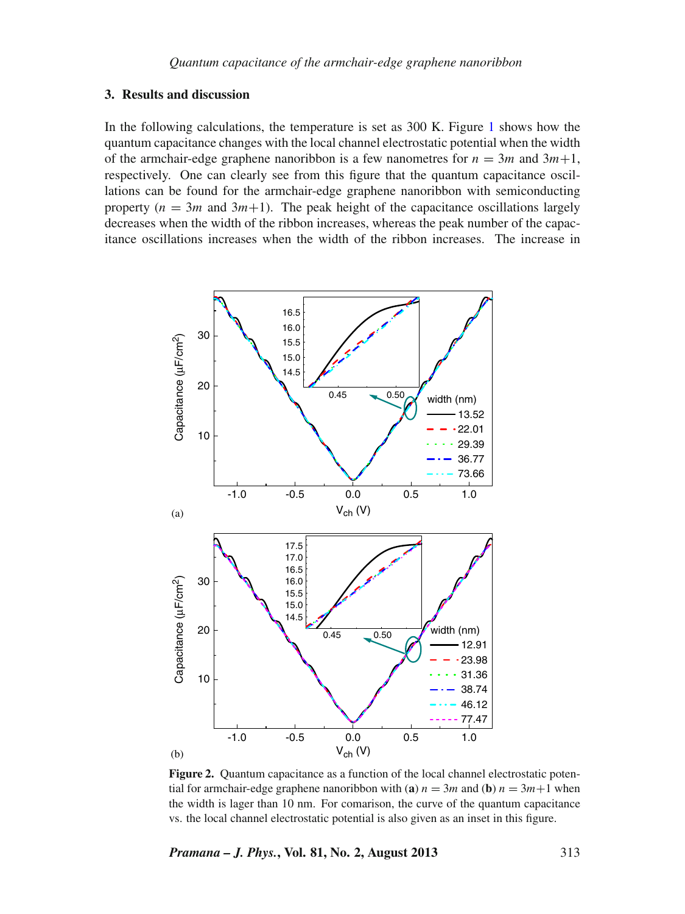## 3. Results and discussion

In the following calculations, the temperature is set as 300 K. Figure 1 shows how the quantum capacitance changes with the local channel electrostatic potential when the width of the armchair-edge graphene nanoribbon is a few nanometres for $n = 3m$ and $3m+1$, respectively. One can clearly see from this figure that the quantum capacitance oscillations can be found for the armchair-edge graphene nanoribbon with semiconducting property ($n = 3m$ and $3m+1$). The peak height of the capacitance oscillations largely decreases when the width of the ribbon increases, whereas the peak number of the capacitance oscillations increases when the width of the ribbon increases. The increase in

**Figure 2.** Quantum capacitance as a function of the local channel electrostatic potential for armchair-edge graphene nanoribbon with (**a**) $n = 3m$ and (**b**) $n = 3m+1$ when the width is lager than 10 nm. For comarison, the curve of the quantum capacitance vs. the local channel electrostatic potential is also given as an inset in this figure.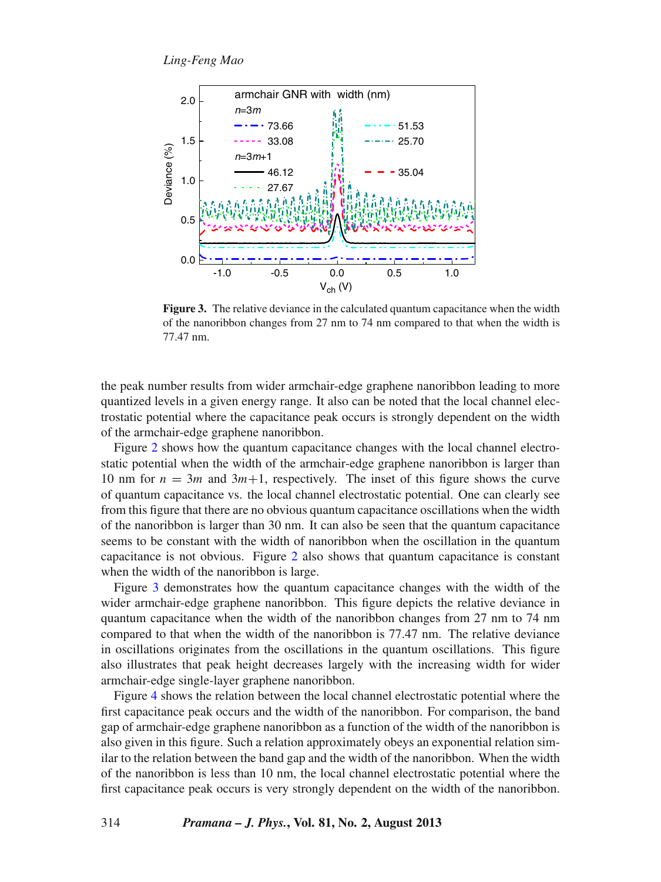**Figure 3.** The relative deviance in the calculated quantum capacitance when the width of the nanoribbon changes from 27 nm to 74 nm compared to that when the width is 77.47 nm.

the peak number results from wider armchair-edge graphene nanoribbon leading to more quantized levels in a given energy range. It also can be noted that the local channel electrostatic potential where the capacitance peak occurs is strongly dependent on the width of the armchair-edge graphene nanoribbon.

Figure 2 shows how the quantum capacitance changes with the local channel electrostatic potential when the width of the armchair-edge graphene nanoribbon is larger than 10 nm for $n = 3m$ and $3m+1$, respectively. The inset of this figure shows the curve of quantum capacitance vs. the local channel electrostatic potential. One can clearly see from this figure that there are no obvious quantum capacitance oscillations when the width of the nanoribbon is larger than 30 nm. It can also be seen that the quantum capacitance seems to be constant with the width of nanoribbon when the oscillation in the quantum capacitance is not obvious. Figure 2 also shows that quantum capacitance is constant when the width of the nanoribbon is large.

Figure 3 demonstrates how the quantum capacitance changes with the width of the wider armchair-edge graphene nanoribbon. This figure depicts the relative deviance in quantum capacitance when the width of the nanoribbon changes from 27 nm to 74 nm compared to that when the width of the nanoribbon is 77.47 nm. The relative deviance in oscillations originates from the oscillations in the quantum oscillations. This figure also illustrates that peak height decreases largely with the increasing width for wider armchair-edge single-layer graphene nanoribbon.

Figure 4 shows the relation between the local channel electrostatic potential where the first capacitance peak occurs and the width of the nanoribbon. For comparison, the band gap of armchair-edge graphene nanoribbon as a function of the width of the nanoribbon is also given in this figure. Such a relation approximately obeys an exponential relation similar to the relation between the band gap and the width of the nanoribbon. When the width of the nanoribbon is less than 10 nm, the local channel electrostatic potential where the first capacitance peak occurs is very strongly dependent on the width of the nanoribbon.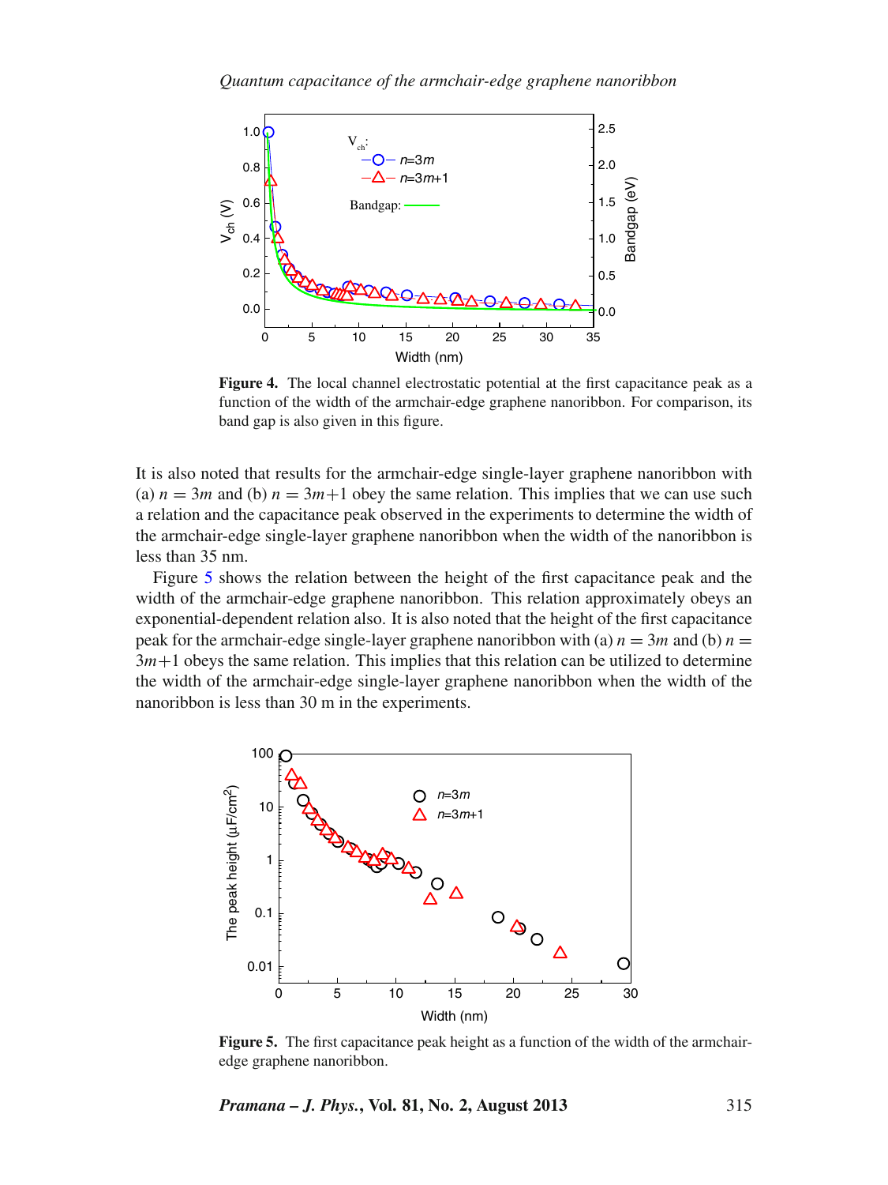Figure 4. The local channel electrostatic potential at the first capacitance peak as a function of the width of the armchair-edge graphene nanoribbon. For comparison, its band gap is also given in this figure.

It is also noted that results for the armchair-edge single-layer graphene nanoribbon with (a) $n = 3m$ and (b) $n = 3m+1$ obey the same relation. This implies that we can use such a relation and the capacitance peak observed in the experiments to determine the width of the armchair-edge single-layer graphene nanoribbon when the width of the nanoribbon is less than 35 nm.

Figure 5 shows the relation between the height of the first capacitance peak and the width of the armchair-edge graphene nanoribbon. This relation approximately obeys an exponential-dependent relation also. It is also noted that the height of the first capacitance peak for the armchair-edge single-layer graphene nanoribbon with (a) $n = 3m$ and (b) $n = 3m+1$ obeys the same relation. This implies that this relation can be utilized to determine the width of the armchair-edge single-layer graphene nanoribbon when the width of the nanoribbon is less than 30 m in the experiments.

Figure 5. The first capacitance peak height as a function of the width of the armchair-edge graphene nanoribbon.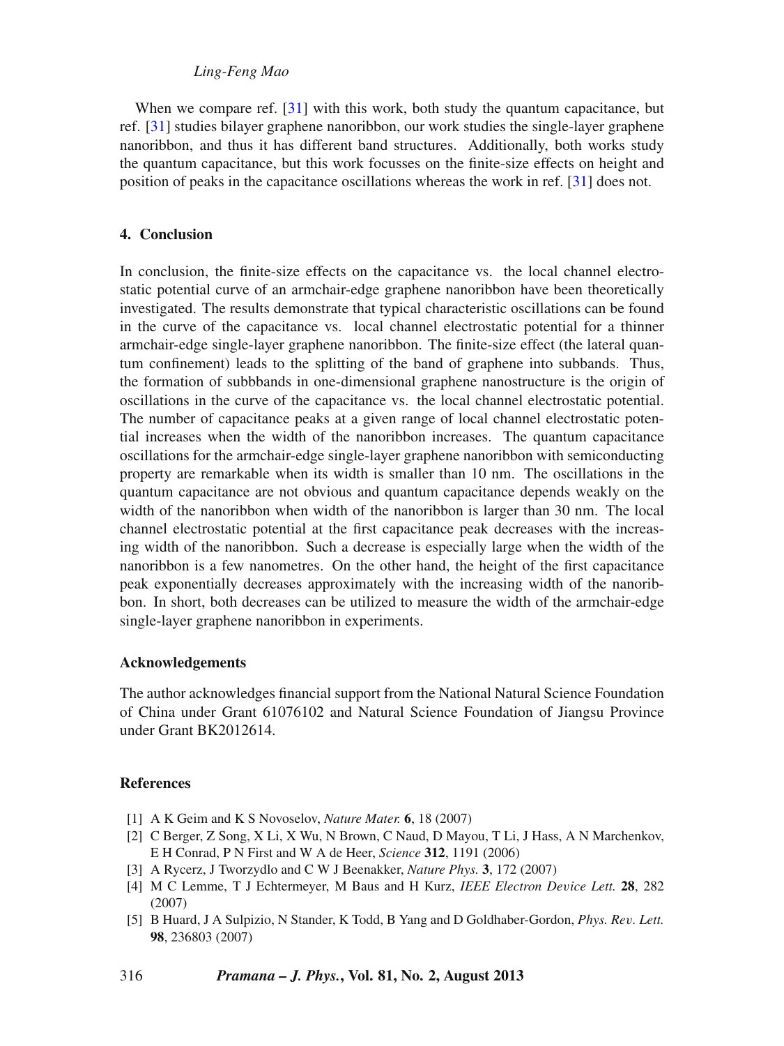When we compare ref. [31] with this work, both study the quantum capacitance, but ref. [31] studies bilayer graphene nanoribbon, our work studies the single-layer graphene nanoribbon, and thus it has different band structures. Additionally, both works study the quantum capacitance, but this work focusses on the finite-size effects on height and position of peaks in the capacitance oscillations whereas the work in ref. [31] does not.

## 4. Conclusion

In conclusion, the finite-size effects on the capacitance vs. the local channel electrostatic potential curve of an armchair-edge graphene nanoribbon have been theoretically investigated. The results demonstrate that typical characteristic oscillations can be found in the curve of the capacitance vs. local channel electrostatic potential for a thinner armchair-edge single-layer graphene nanoribbon. The finite-size effect (the lateral quantum confinement) leads to the splitting of the band of graphene into subbands. Thus, the formation of subbbands in one-dimensional graphene nanostructure is the origin of oscillations in the curve of the capacitance vs. the local channel electrostatic potential. The number of capacitance peaks at a given range of local channel electrostatic potential increases when the width of the nanoribbon increases. The quantum capacitance oscillations for the armchair-edge single-layer graphene nanoribbon with semiconducting property are remarkable when its width is smaller than 10 nm. The oscillations in the quantum capacitance are not obvious and quantum capacitance depends weakly on the width of the nanoribbon when width of the nanoribbon is larger than 30 nm. The local channel electrostatic potential at the first capacitance peak decreases with the increasing width of the nanoribbon. Such a decrease is especially large when the width of the nanoribbon is a few nanometres. On the other hand, the height of the first capacitance peak exponentially decreases approximately with the increasing width of the nanoribbon. In short, both decreases can be utilized to measure the width of the armchair-edge single-layer graphene nanoribbon in experiments.

### Acknowledgements

The author acknowledges financial support from the National Natural Science Foundation of China under Grant 61076102 and Natural Science Foundation of Jiangsu Province under Grant BK2012614.

### References

[1] A K Geim and K S Novoselov, *Nature Mater.* **6**, 18 (2007)

[2] C Berger, Z Song, X Li, X Wu, N Brown, C Naud, D Mayou, T Li, J Hass, A N Marchenkov, E H Conrad, P N First and W A de Heer, *Science* **312**, 1191 (2006)

[3] A Rycerz, J Tworzydlo and C W J Beenakker, *Nature Phys.* **3**, 172 (2007)

[4] M C Lemme, T J Echtermeyer, M Baus and H Kurz, *IEEE Electron Device Lett.* **28**, 282 (2007)

[5] B Huard, J A Sulpizio, N Stander, K Todd, B Yang and D Goldhaber-Gordon, *Phys. Rev. Lett.* **98**, 236803 (2007)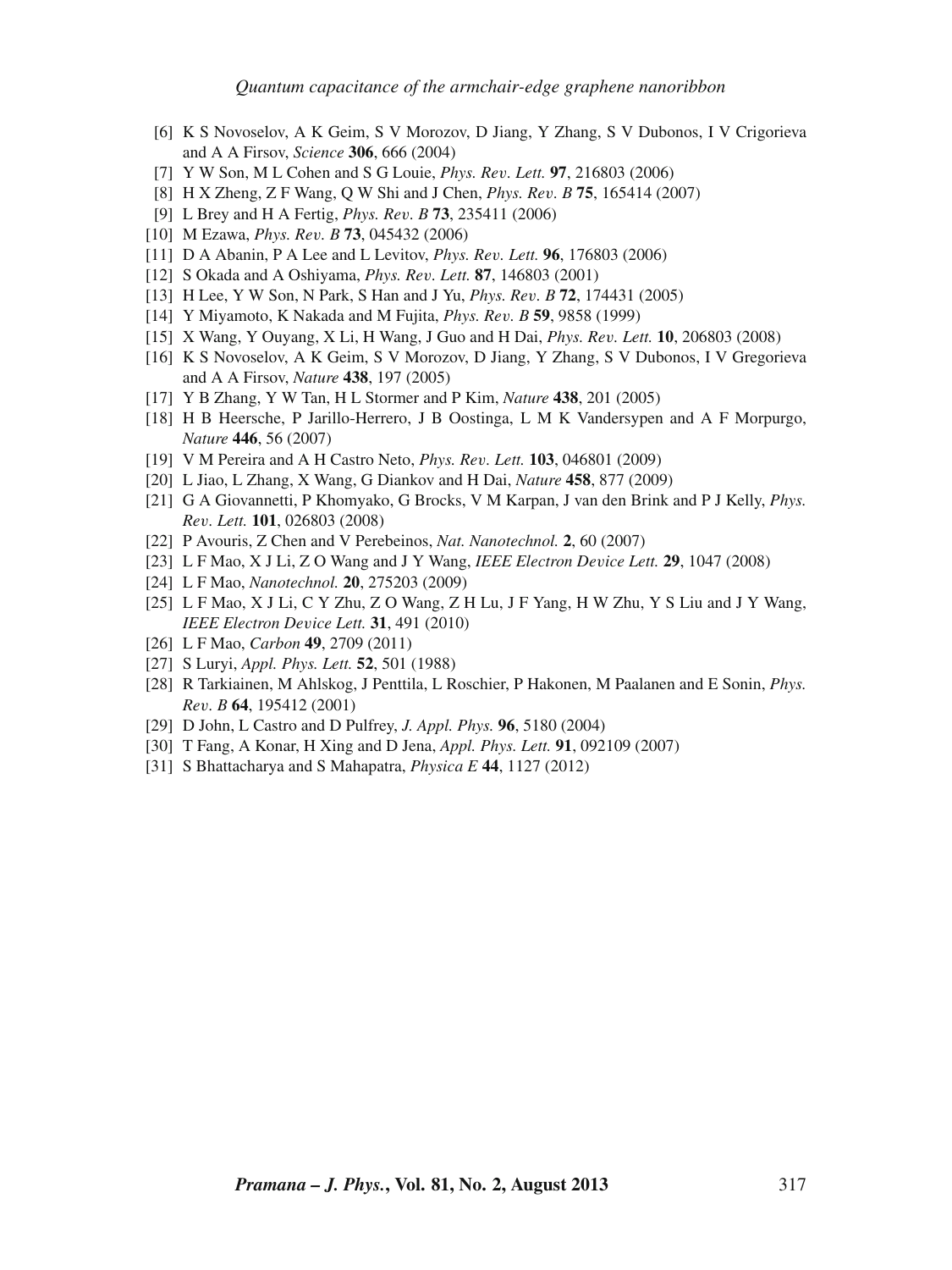[6] K S Novoselov, A K Geim, S V Morozov, D Jiang, Y Zhang, S V Dubonos, I V Crigorieva and A A Firsov, *Science* **306**, 666 (2004)

[7] Y W Son, M L Cohen and S G Louie, *Phys. Rev. Lett.* **97**, 216803 (2006)

[8] H X Zheng, Z F Wang, Q W Shi and J Chen, *Phys. Rev. B* **75**, 165414 (2007)

[9] L Brey and H A Fertig, *Phys. Rev. B* **73**, 235411 (2006)

[10] M Ezawa, *Phys. Rev. B* **73**, 045432 (2006)

[11] D A Abanin, P A Lee and L Levitov, *Phys. Rev. Lett.* **96**, 176803 (2006)

[12] S Okada and A Oshiyama, *Phys. Rev. Lett.* **87**, 146803 (2001)

[13] H Lee, Y W Son, N Park, S Han and J Yu, *Phys. Rev. B* **72**, 174431 (2005)

[14] Y Miyamoto, K Nakada and M Fujita, *Phys. Rev. B* **59**, 9858 (1999)

[15] X Wang, Y Ouyang, X Li, H Wang, J Guo and H Dai, *Phys. Rev. Lett.* **10**, 206803 (2008)

[16] K S Novoselov, A K Geim, S V Morozov, D Jiang, Y Zhang, S V Dubonos, I V Gregorieva and A A Firsov, *Nature* **438**, 197 (2005)

[17] Y B Zhang, Y W Tan, H L Stormer and P Kim, *Nature* **438**, 201 (2005)

[18] H B Heersche, P Jarillo-Herrero, J B Oostinga, L M K Vandersypen and A F Morpurgo, *Nature* **446**, 56 (2007)

[19] V M Pereira and A H Castro Neto, *Phys. Rev. Lett.* **103**, 046801 (2009)

[20] L Jiao, L Zhang, X Wang, G Diankov and H Dai, *Nature* **458**, 877 (2009)

[21] G A Giovannetti, P Khomyako, G Brocks, V M Karpan, J van den Brink and P J Kelly, *Phys. Rev. Lett.* **101**, 026803 (2008)

[22] P Avouris, Z Chen and V Perebeinos, *Nat. Nanotechnol.* **2**, 60 (2007)

[23] L F Mao, X J Li, Z O Wang and J Y Wang, *IEEE Electron Device Lett.* **29**, 1047 (2008)

[24] L F Mao, *Nanotechnol.* **20**, 275203 (2009)

[25] L F Mao, X J Li, C Y Zhu, Z O Wang, Z H Lu, J F Yang, H W Zhu, Y S Liu and J Y Wang, *IEEE Electron Device Lett.* **31**, 491 (2010)

[26] L F Mao, *Carbon* **49**, 2709 (2011)

[27] S Luryi, *Appl. Phys. Lett.* **52**, 501 (1988)

[28] R Tarkiainen, M Ahlskog, J Penttila, L Roschier, P Hakonen, M Paalanen and E Sonin, *Phys. Rev. B* **64**, 195412 (2001)

[29] D John, L Castro and D Pulfrey, *J. Appl. Phys.* **96**, 5180 (2004)

[30] T Fang, A Konar, H Xing and D Jena, *Appl. Phys. Lett.* **91**, 092109 (2007)

[31] S Bhattacharya and S Mahapatra, *Physica E* **44**, 1127 (2012)